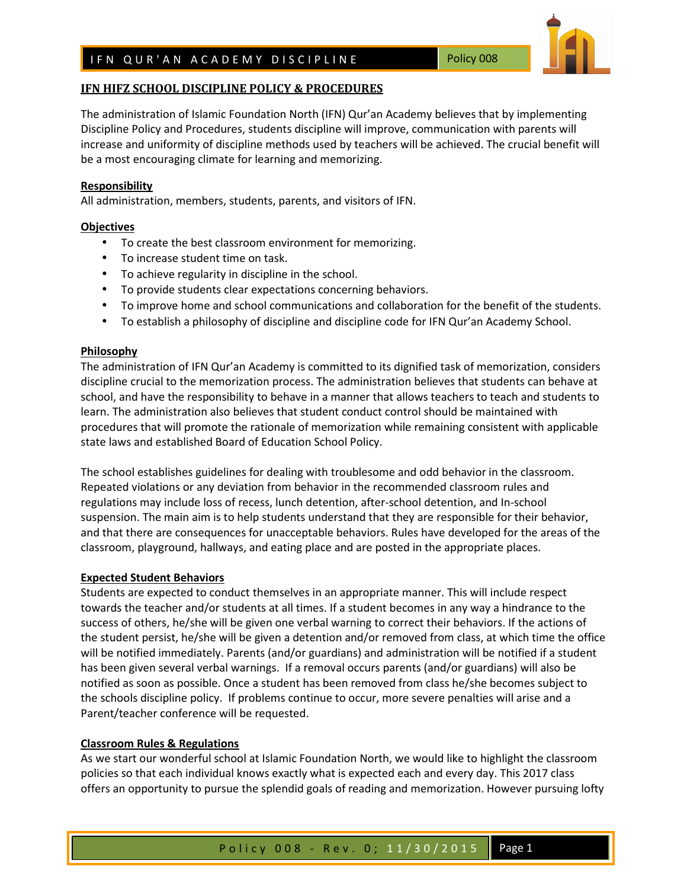## IFN HIFZ SCHOOL DISCIPLINE POLICY & PROCEDURES

The administration of Islamic Foundation North (IFN) Qur'an Academy believes that by implementing Discipline Policy and Procedures, students discipline will improve, communication with parents will increase and uniformity of discipline methods used by teachers will be achieved. The crucial benefit will be a most encouraging climate for learning and memorizing.

### Responsibility

All administration, members, students, parents, and visitors of IFN.

### Objectives

- To create the best classroom environment for memorizing.
- To increase student time on task.
- To achieve regularity in discipline in the school.
- To provide students clear expectations concerning behaviors.
- To improve home and school communications and collaboration for the benefit of the students.
- To establish a philosophy of discipline and discipline code for IFN Qur'an Academy School.

### Philosophy

The administration of IFN Qur'an Academy is committed to its dignified task of memorization, considers discipline crucial to the memorization process. The administration believes that students can behave at school, and have the responsibility to behave in a manner that allows teachers to teach and students to learn. The administration also believes that student conduct control should be maintained with procedures that will promote the rationale of memorization while remaining consistent with applicable state laws and established Board of Education School Policy.

The school establishes guidelines for dealing with troublesome and odd behavior in the classroom. Repeated violations or any deviation from behavior in the recommended classroom rules and regulations may include loss of recess, lunch detention, after-school detention, and In-school suspension. The main aim is to help students understand that they are responsible for their behavior, and that there are consequences for unacceptable behaviors. Rules have developed for the areas of the classroom, playground, hallways, and eating place and are posted in the appropriate places.

### Expected Student Behaviors

Students are expected to conduct themselves in an appropriate manner. This will include respect towards the teacher and/or students at all times. If a student becomes in any way a hindrance to the success of others, he/she will be given one verbal warning to correct their behaviors. If the actions of the student persist, he/she will be given a detention and/or removed from class, at which time the office will be notified immediately. Parents (and/or guardians) and administration will be notified if a student has been given several verbal warnings. If a removal occurs parents (and/or guardians) will also be notified as soon as possible. Once a student has been removed from class he/she becomes subject to the schools discipline policy. If problems continue to occur, more severe penalties will arise and a Parent/teacher conference will be requested.

### Classroom Rules & Regulations

As we start our wonderful school at Islamic Foundation North, we would like to highlight the classroom policies so that each individual knows exactly what is expected each and every day. This 2017 class offers an opportunity to pursue the splendid goals of reading and memorization. However pursuing lofty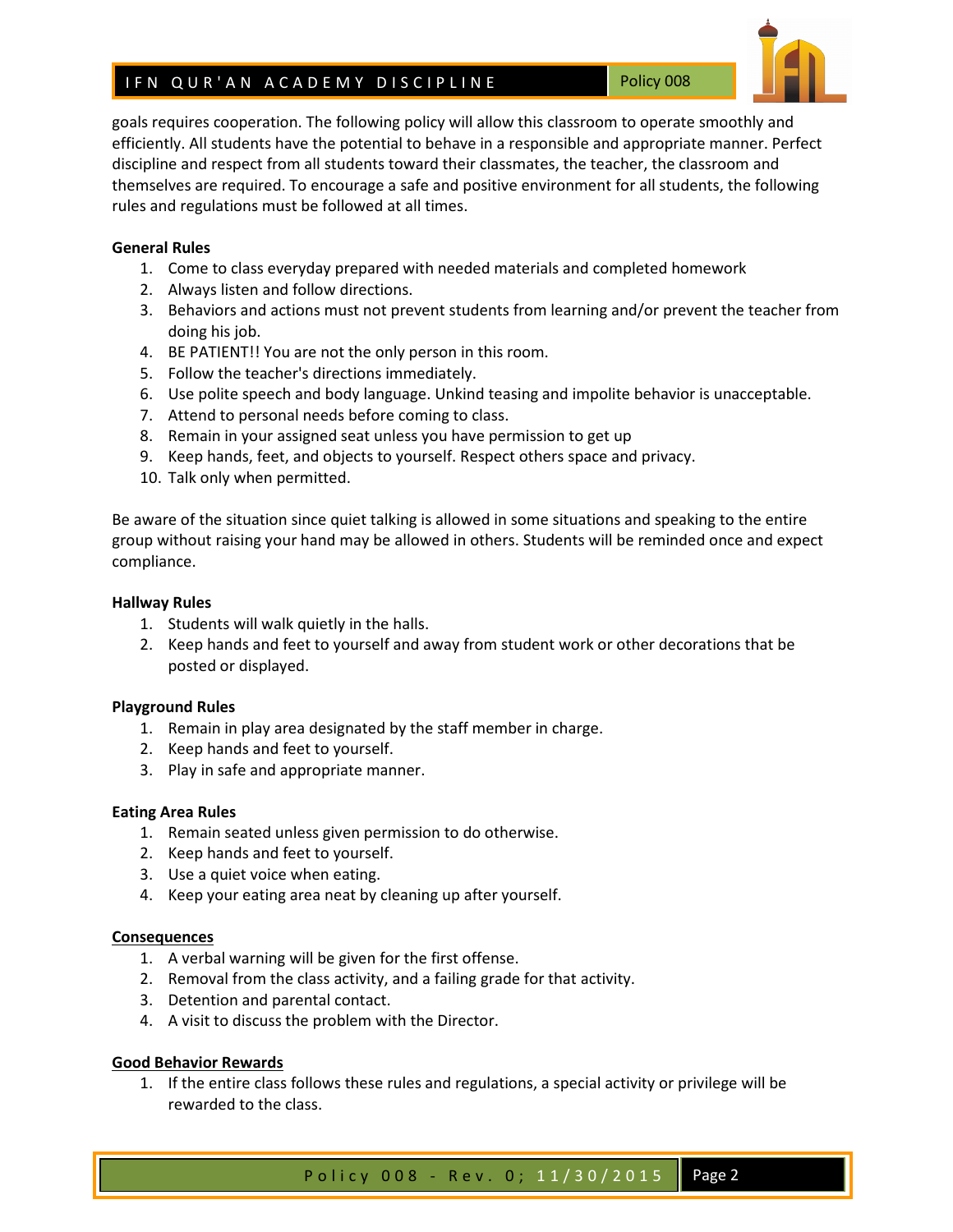goals requires cooperation. The following policy will allow this classroom to operate smoothly and efficiently. All students have the potential to behave in a responsible and appropriate manner. Perfect discipline and respect from all students toward their classmates, the teacher, the classroom and themselves are required. To encourage a safe and positive environment for all students, the following rules and regulations must be followed at all times.

**General Rules**

1. Come to class everyday prepared with needed materials and completed homework
2. Always listen and follow directions.
3. Behaviors and actions must not prevent students from learning and/or prevent the teacher from doing his job.
4. BE PATIENT!! You are not the only person in this room.
5. Follow the teacher's directions immediately.
6. Use polite speech and body language. Unkind teasing and impolite behavior is unacceptable.
7. Attend to personal needs before coming to class.
8. Remain in your assigned seat unless you have permission to get up
9. Keep hands, feet, and objects to yourself. Respect others space and privacy.
10. Talk only when permitted.

Be aware of the situation since quiet talking is allowed in some situations and speaking to the entire group without raising your hand may be allowed in others. Students will be reminded once and expect compliance.

**Hallway Rules**

1. Students will walk quietly in the halls.
2. Keep hands and feet to yourself and away from student work or other decorations that be posted or displayed.

**Playground Rules**

1. Remain in play area designated by the staff member in charge.
2. Keep hands and feet to yourself.
3. Play in safe and appropriate manner.

**Eating Area Rules**

1. Remain seated unless given permission to do otherwise.
2. Keep hands and feet to yourself.
3. Use a quiet voice when eating.
4. Keep your eating area neat by cleaning up after yourself.

**Consequences**

1. A verbal warning will be given for the first offense.
2. Removal from the class activity, and a failing grade for that activity.
3. Detention and parental contact.
4. A visit to discuss the problem with the Director.

**Good Behavior Rewards**

1. If the entire class follows these rules and regulations, a special activity or privilege will be rewarded to the class.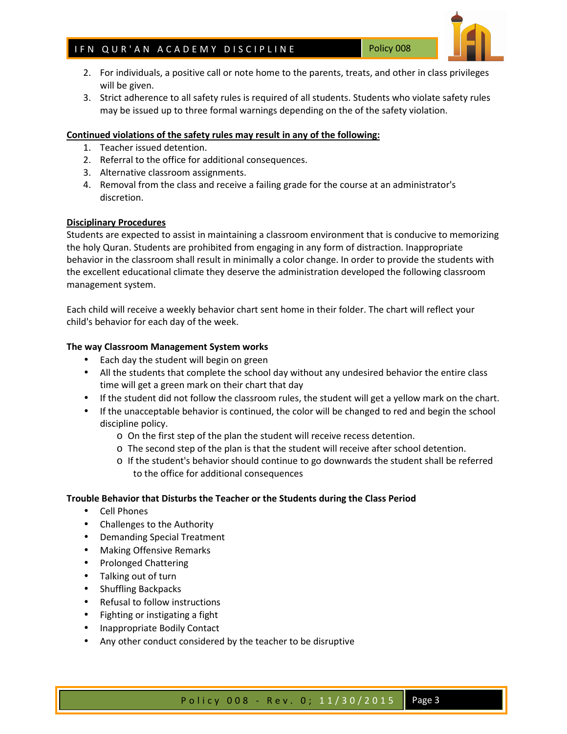2. For individuals, a positive call or note home to the parents, treats, and other in class privileges will be given.
3. Strict adherence to all safety rules is required of all students. Students who violate safety rules may be issued up to three formal warnings depending on the of the safety violation.

**Continued violations of the safety rules may result in any of the following:**

1. Teacher issued detention.
2. Referral to the office for additional consequences.
3. Alternative classroom assignments.
4. Removal from the class and receive a failing grade for the course at an administrator's discretion.

**Disciplinary Procedures**

Students are expected to assist in maintaining a classroom environment that is conducive to memorizing the holy Quran. Students are prohibited from engaging in any form of distraction. Inappropriate behavior in the classroom shall result in minimally a color change. In order to provide the students with the excellent educational climate they deserve the administration developed the following classroom management system.

Each child will receive a weekly behavior chart sent home in their folder. The chart will reflect your child's behavior for each day of the week.

**The way Classroom Management System works**

- Each day the student will begin on green
- All the students that complete the school day without any undesired behavior the entire class time will get a green mark on their chart that day
- If the student did not follow the classroom rules, the student will get a yellow mark on the chart.
- If the unacceptable behavior is continued, the color will be changed to red and begin the school discipline policy.
  - On the first step of the plan the student will receive recess detention.
  - The second step of the plan is that the student will receive after school detention.
  - If the student's behavior should continue to go downwards the student shall be referred to the office for additional consequences

**Trouble Behavior that Disturbs the Teacher or the Students during the Class Period**

- Cell Phones
- Challenges to the Authority
- Demanding Special Treatment
- Making Offensive Remarks
- Prolonged Chattering
- Talking out of turn
- Shuffling Backpacks
- Refusal to follow instructions
- Fighting or instigating a fight
- Inappropriate Bodily Contact
- Any other conduct considered by the teacher to be disruptive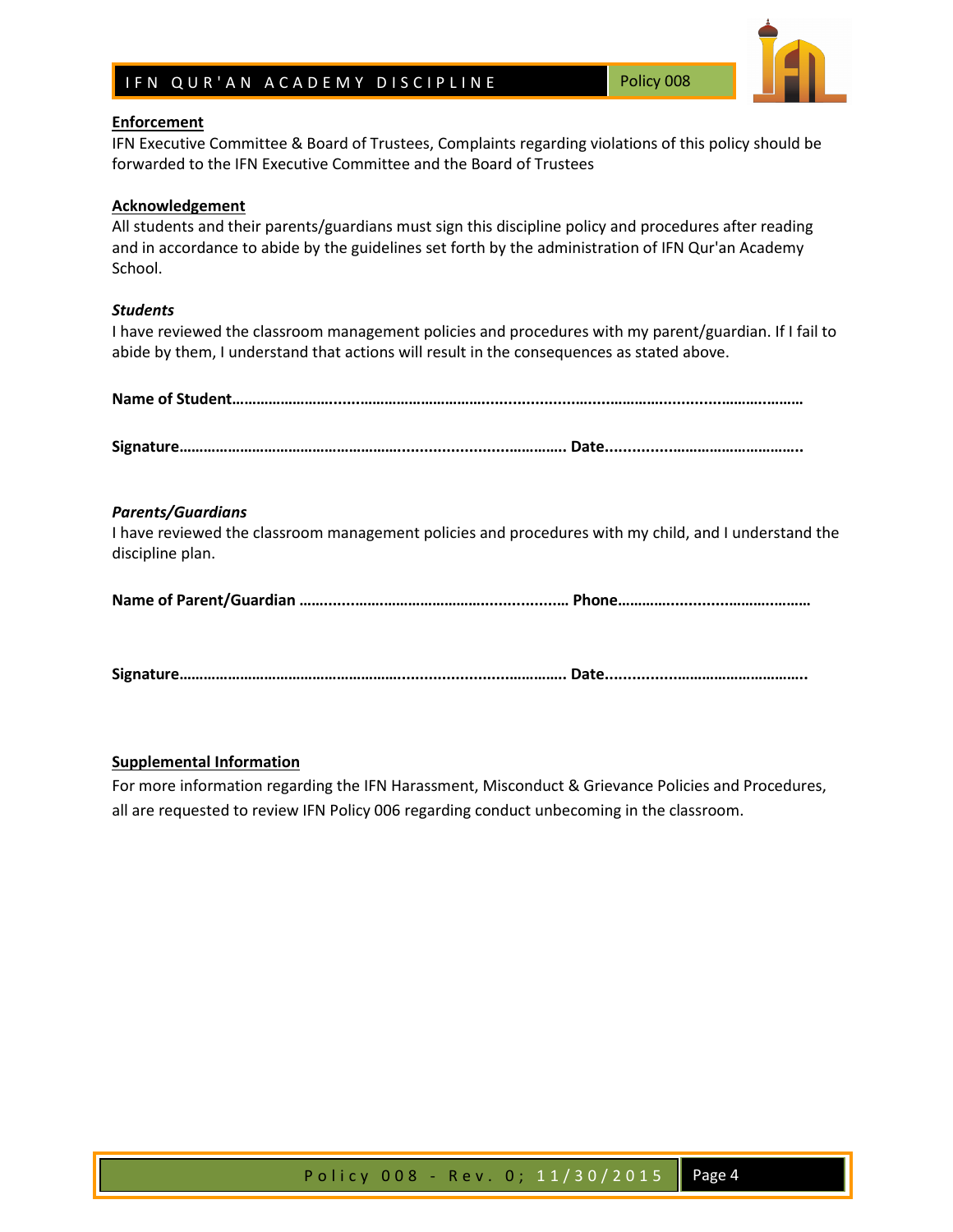**Enforcement**

IFN Executive Committee & Board of Trustees, Complaints regarding violations of this policy should be forwarded to the IFN Executive Committee and the Board of Trustees

**Acknowledgement**

All students and their parents/guardians must sign this discipline policy and procedures after reading and in accordance to abide by the guidelines set forth by the administration of IFN Qur'an Academy School.

***Students***

I have reviewed the classroom management policies and procedures with my parent/guardian. If I fail to abide by them, I understand that actions will result in the consequences as stated above.

**Name of Student……………………………………………………………………………………………………………**

**Signature……………………………………………………………………………. Date……………………………………..**

***Parents/Guardians***

I have reviewed the classroom management policies and procedures with my child, and I understand the discipline plan.

**Name of Parent/Guardian ……………………………………………………… Phone……………………………………………**

**Signature……………………………………………………………………………. Date……………………………………..**

**Supplemental Information**

For more information regarding the IFN Harassment, Misconduct & Grievance Policies and Procedures, all are requested to review IFN Policy 006 regarding conduct unbecoming in the classroom.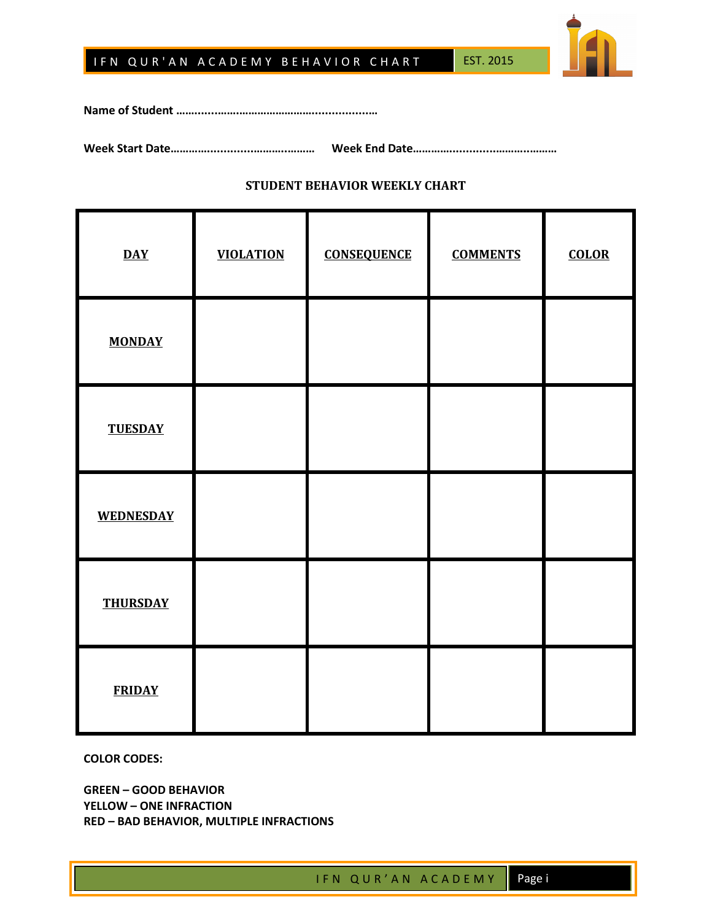# IFN QUR'AN ACADEMY BEHAVIOR CHART

EST. 2015

**Name of Student ……………………………………………………..**

**Week Start Date……………………………………… Week End Date………………………………………**

**STUDENT BEHAVIOR WEEKLY CHART**

| DAY | VIOLATION | CONSEQUENCE | COMMENTS | COLOR |
|---|---|---|---|---|
| MONDAY | | | | |
| TUESDAY | | | | |
| WEDNESDAY | | | | |
| THURSDAY | | | | |
| FRIDAY | | | | |

**COLOR CODES:**

**GREEN – GOOD BEHAVIOR**
**YELLOW – ONE INFRACTION**
**RED – BAD BEHAVIOR, MULTIPLE INFRACTIONS**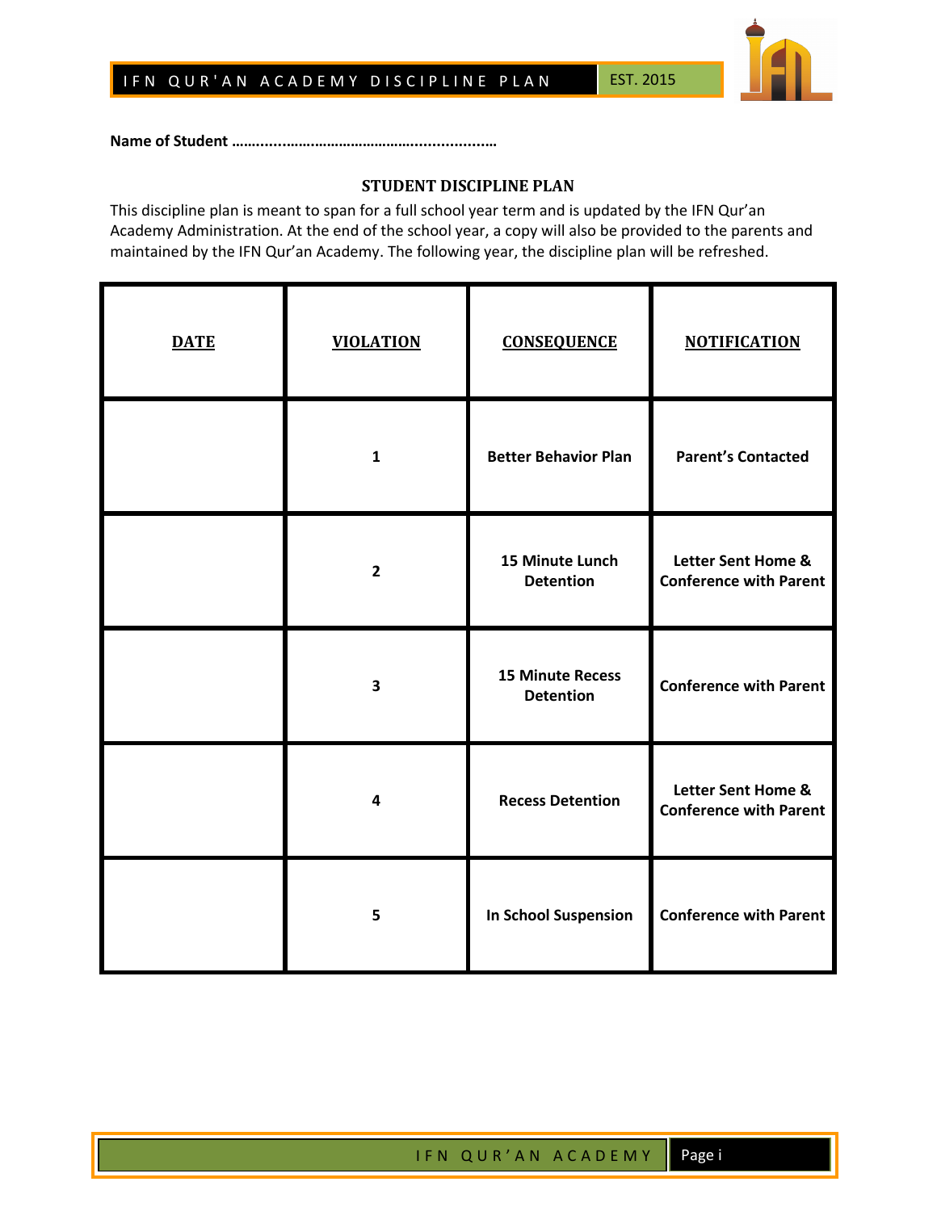Name of Student ……..…..……………………..…..............

## STUDENT DISCIPLINE PLAN

This discipline plan is meant to span for a full school year term and is updated by the IFN Qur'an Academy Administration. At the end of the school year, a copy will also be provided to the parents and maintained by the IFN Qur'an Academy. The following year, the discipline plan will be refreshed.

| DATE | VIOLATION | CONSEQUENCE | NOTIFICATION |
|---|---|---|---|
| | 1 | Better Behavior Plan | Parent's Contacted |
| | 2 | 15 Minute Lunch Detention | Letter Sent Home & Conference with Parent |
| | 3 | 15 Minute Recess Detention | Conference with Parent |
| | 4 | Recess Detention | Letter Sent Home & Conference with Parent |
| | 5 | In School Suspension | Conference with Parent |